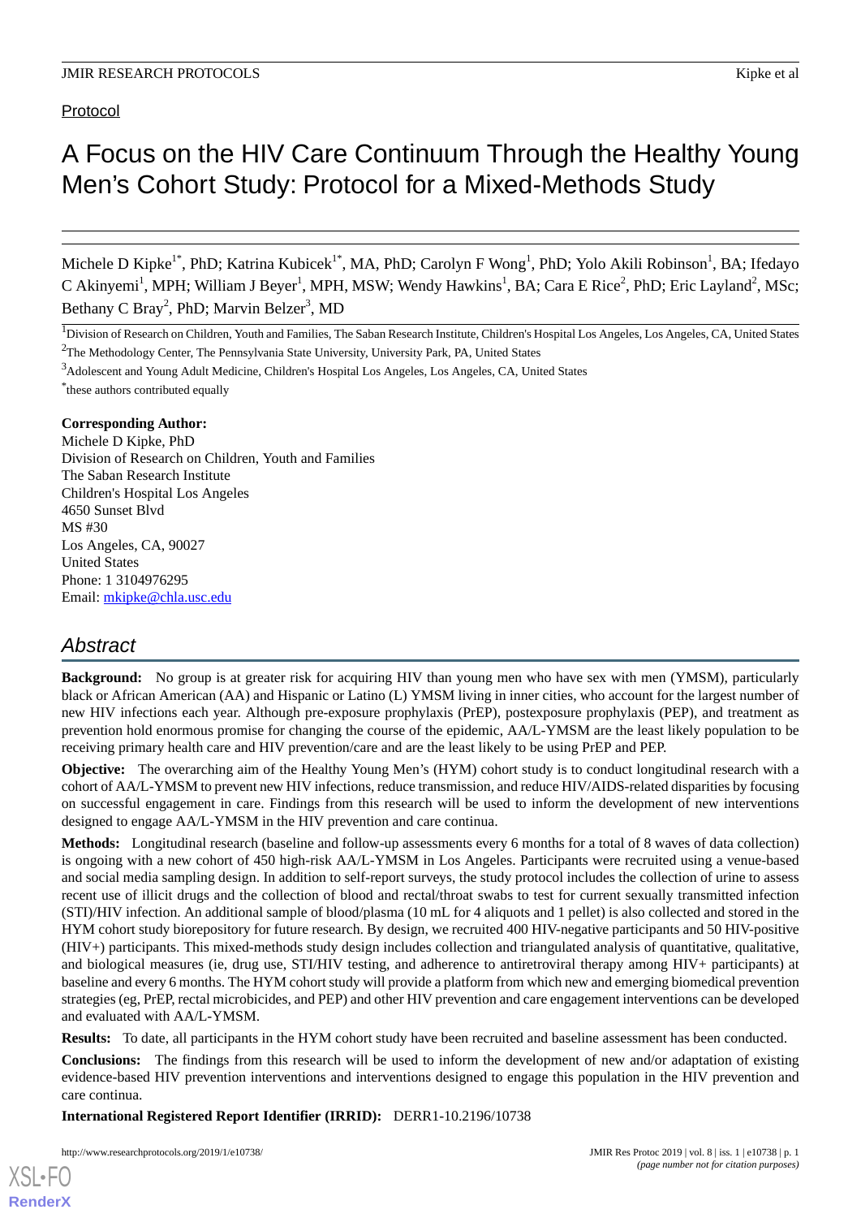Protocol

# A Focus on the HIV Care Continuum Through the Healthy Young Men's Cohort Study: Protocol for a Mixed-Methods Study

Michele D Kipke[1*], PhD; Katrina Kubicek[1*], MA, PhD; Carolyn F Wong[1], PhD; Yolo Akili Robinson[1], BA; Ifedayo C Akinyemi[1], MPH; William J Beyer[1], MPH, MSW; Wendy Hawkins[1], BA; Cara E Rice[2], PhD; Eric Layland[2], MSc; Bethany C Bray[2], PhD; Marvin Belzer[3], MD

[1]Division of Research on Children, Youth and Families, The Saban Research Institute, Children's Hospital Los Angeles, Los Angeles, CA, United States

[2]The Methodology Center, The Pennsylvania State University, University Park, PA, United States

[3]Adolescent and Young Adult Medicine, Children's Hospital Los Angeles, Los Angeles, CA, United States

*these authors contributed equally

**Corresponding Author:**
Michele D Kipke, PhD
Division of Research on Children, Youth and Families
The Saban Research Institute
Children's Hospital Los Angeles
4650 Sunset Blvd
MS #30
Los Angeles, CA, 90027
United States
Phone: 1 3104976295
Email: mkipke@chla.usc.edu

## Abstract

**Background:** No group is at greater risk for acquiring HIV than young men who have sex with men (YMSM), particularly black or African American (AA) and Hispanic or Latino (L) YMSM living in inner cities, who account for the largest number of new HIV infections each year. Although pre-exposure prophylaxis (PrEP), postexposure prophylaxis (PEP), and treatment as prevention hold enormous promise for changing the course of the epidemic, AA/L-YMSM are the least likely population to be receiving primary health care and HIV prevention/care and are the least likely to be using PrEP and PEP.

**Objective:** The overarching aim of the Healthy Young Men's (HYM) cohort study is to conduct longitudinal research with a cohort of AA/L-YMSM to prevent new HIV infections, reduce transmission, and reduce HIV/AIDS-related disparities by focusing on successful engagement in care. Findings from this research will be used to inform the development of new interventions designed to engage AA/L-YMSM in the HIV prevention and care continua.

**Methods:** Longitudinal research (baseline and follow-up assessments every 6 months for a total of 8 waves of data collection) is ongoing with a new cohort of 450 high-risk AA/L-YMSM in Los Angeles. Participants were recruited using a venue-based and social media sampling design. In addition to self-report surveys, the study protocol includes the collection of urine to assess recent use of illicit drugs and the collection of blood and rectal/throat swabs to test for current sexually transmitted infection (STI)/HIV infection. An additional sample of blood/plasma (10 mL for 4 aliquots and 1 pellet) is also collected and stored in the HYM cohort study biorepository for future research. By design, we recruited 400 HIV-negative participants and 50 HIV-positive (HIV+) participants. This mixed-methods study design includes collection and triangulated analysis of quantitative, qualitative, and biological measures (ie, drug use, STI/HIV testing, and adherence to antiretroviral therapy among HIV+ participants) at baseline and every 6 months. The HYM cohort study will provide a platform from which new and emerging biomedical prevention strategies (eg, PrEP, rectal microbicides, and PEP) and other HIV prevention and care engagement interventions can be developed and evaluated with AA/L-YMSM.

**Results:** To date, all participants in the HYM cohort study have been recruited and baseline assessment has been conducted.

**Conclusions:** The findings from this research will be used to inform the development of new and/or adaptation of existing evidence-based HIV prevention interventions and interventions designed to engage this population in the HIV prevention and care continua.

**International Registered Report Identifier (IRRID):** DERR1-10.2196/10738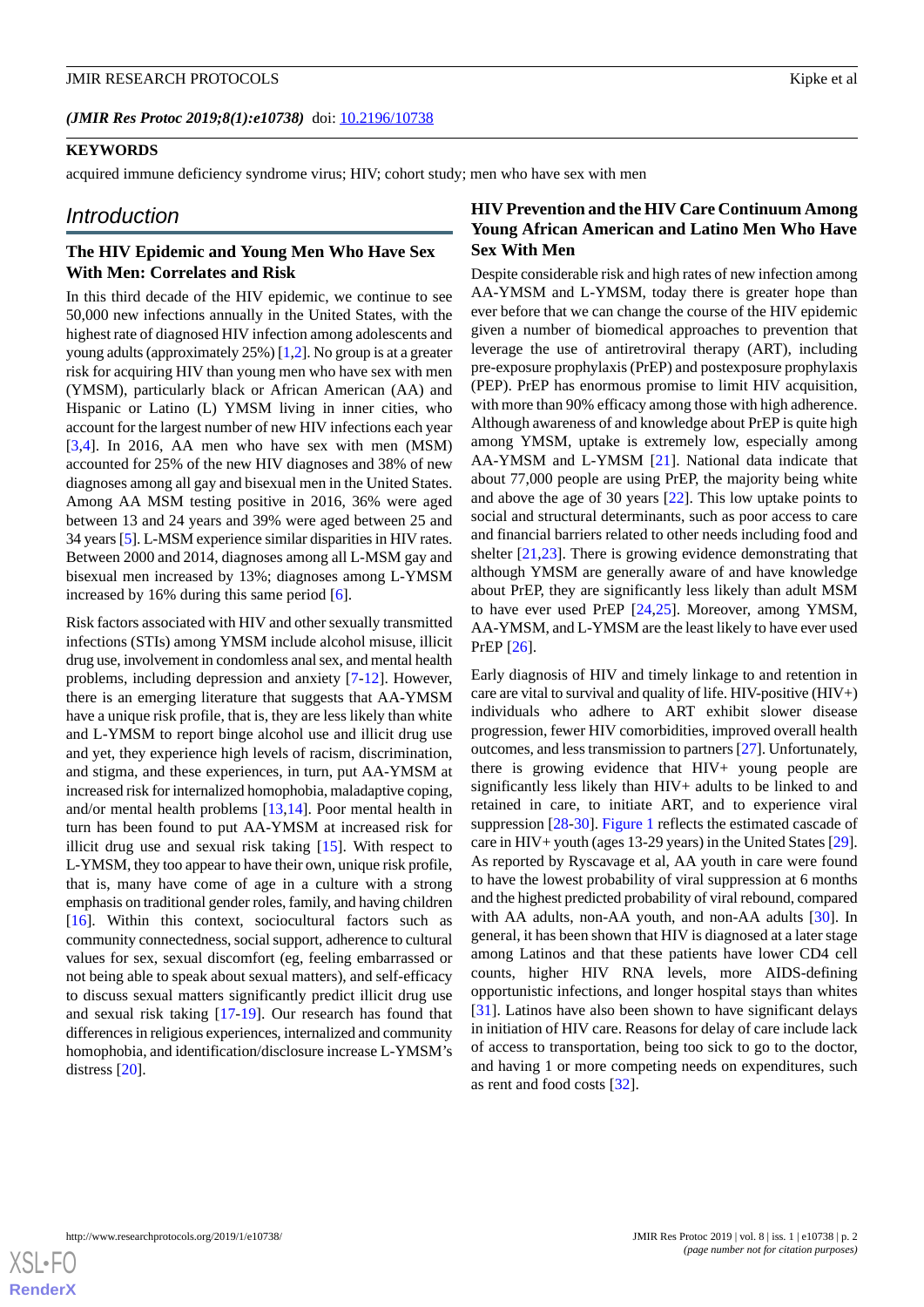(*JMIR Res Protoc 2019;8(1):e10738*) doi: 10.2196/10738

**KEYWORDS**

acquired immune deficiency syndrome virus; HIV; cohort study; men who have sex with men

## Introduction

### The HIV Epidemic and Young Men Who Have Sex With Men: Correlates and Risk

In this third decade of the HIV epidemic, we continue to see 50,000 new infections annually in the United States, with the highest rate of diagnosed HIV infection among adolescents and young adults (approximately 25%) [1,2]. No group is at a greater risk for acquiring HIV than young men who have sex with men (YMSM), particularly black or African American (AA) and Hispanic or Latino (L) YMSM living in inner cities, who account for the largest number of new HIV infections each year [3,4]. In 2016, AA men who have sex with men (MSM) accounted for 25% of the new HIV diagnoses and 38% of new diagnoses among all gay and bisexual men in the United States. Among AA MSM testing positive in 2016, 36% were aged between 13 and 24 years and 39% were aged between 25 and 34 years [5]. L-MSM experience similar disparities in HIV rates. Between 2000 and 2014, diagnoses among all L-MSM gay and bisexual men increased by 13%; diagnoses among L-YMSM increased by 16% during this same period [6].

Risk factors associated with HIV and other sexually transmitted infections (STIs) among YMSM include alcohol misuse, illicit drug use, involvement in condomless anal sex, and mental health problems, including depression and anxiety [7-12]. However, there is an emerging literature that suggests that AA-YMSM have a unique risk profile, that is, they are less likely than white and L-YMSM to report binge alcohol use and illicit drug use and yet, they experience high levels of racism, discrimination, and stigma, and these experiences, in turn, put AA-YMSM at increased risk for internalized homophobia, maladaptive coping, and/or mental health problems [13,14]. Poor mental health in turn has been found to put AA-YMSM at increased risk for illicit drug use and sexual risk taking [15]. With respect to L-YMSM, they too appear to have their own, unique risk profile, that is, many have come of age in a culture with a strong emphasis on traditional gender roles, family, and having children [16]. Within this context, sociocultural factors such as community connectedness, social support, adherence to cultural values for sex, sexual discomfort (eg, feeling embarrassed or not being able to speak about sexual matters), and self-efficacy to discuss sexual matters significantly predict illicit drug use and sexual risk taking [17-19]. Our research has found that differences in religious experiences, internalized and community homophobia, and identification/disclosure increase L-YMSM's distress [20].

### HIV Prevention and the HIV Care Continuum Among Young African American and Latino Men Who Have Sex With Men

Despite considerable risk and high rates of new infection among AA-YMSM and L-YMSM, today there is greater hope than ever before that we can change the course of the HIV epidemic given a number of biomedical approaches to prevention that leverage the use of antiretroviral therapy (ART), including pre-exposure prophylaxis (PrEP) and postexposure prophylaxis (PEP). PrEP has enormous promise to limit HIV acquisition, with more than 90% efficacy among those with high adherence. Although awareness of and knowledge about PrEP is quite high among YMSM, uptake is extremely low, especially among AA-YMSM and L-YMSM [21]. National data indicate that about 77,000 people are using PrEP, the majority being white and above the age of 30 years [22]. This low uptake points to social and structural determinants, such as poor access to care and financial barriers related to other needs including food and shelter [21,23]. There is growing evidence demonstrating that although YMSM are generally aware of and have knowledge about PrEP, they are significantly less likely than adult MSM to have ever used PrEP [24,25]. Moreover, among YMSM, AA-YMSM, and L-YMSM are the least likely to have ever used PrEP [26].

Early diagnosis of HIV and timely linkage to and retention in care are vital to survival and quality of life. HIV-positive (HIV+) individuals who adhere to ART exhibit slower disease progression, fewer HIV comorbidities, improved overall health outcomes, and less transmission to partners [27]. Unfortunately, there is growing evidence that HIV+ young people are significantly less likely than HIV+ adults to be linked to and retained in care, to initiate ART, and to experience viral suppression [28-30]. Figure 1 reflects the estimated cascade of care in HIV+ youth (ages 13-29 years) in the United States [29]. As reported by Ryscavage et al, AA youth in care were found to have the lowest probability of viral suppression at 6 months and the highest predicted probability of viral rebound, compared with AA adults, non-AA youth, and non-AA adults [30]. In general, it has been shown that HIV is diagnosed at a later stage among Latinos and that these patients have lower CD4 cell counts, higher HIV RNA levels, more AIDS-defining opportunistic infections, and longer hospital stays than whites [31]. Latinos have also been shown to have significant delays in initiation of HIV care. Reasons for delay of care include lack of access to transportation, being too sick to go to the doctor, and having 1 or more competing needs on expenditures, such as rent and food costs [32].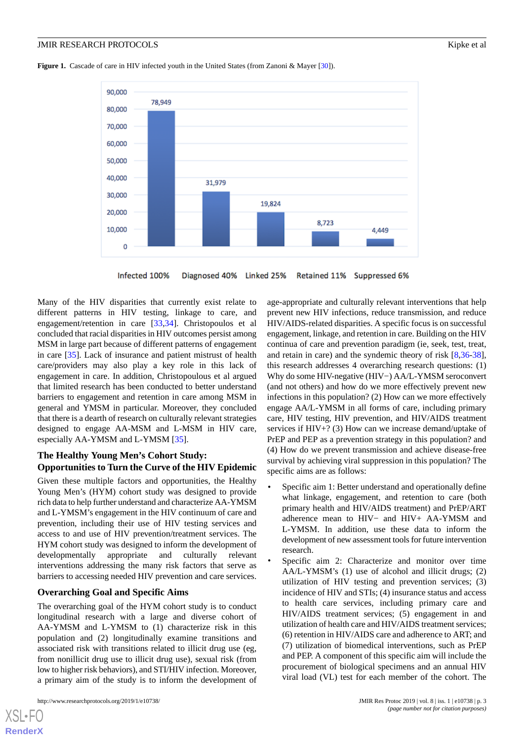**Figure 1.** Cascade of care in HIV infected youth in the United States (from Zanoni & Mayer [30]).

| | Infected 100% | Diagnosed 40% | Linked 25% | Retained 11% | Suppressed 6% |
|---|---|---|---|---|---|
| Number | 78,949 | 31,979 | 19,824 | 8,723 | 4,449 |

Many of the HIV disparities that currently exist relate to different patterns in HIV testing, linkage to care, and engagement/retention in care [33,34]. Christopoulos et al concluded that racial disparities in HIV outcomes persist among MSM in large part because of different patterns of engagement in care [35]. Lack of insurance and patient mistrust of health care/providers may also play a key role in this lack of engagement in care. In addition, Christopoulous et al argued that limited research has been conducted to better understand barriers to engagement and retention in care among MSM in general and YMSM in particular. Moreover, they concluded that there is a dearth of research on culturally relevant strategies designed to engage AA-MSM and L-MSM in HIV care, especially AA-YMSM and L-YMSM [35].

## The Healthy Young Men's Cohort Study: Opportunities to Turn the Curve of the HIV Epidemic

Given these multiple factors and opportunities, the Healthy Young Men's (HYM) cohort study was designed to provide rich data to help further understand and characterize AA-YMSM and L-YMSM's engagement in the HIV continuum of care and prevention, including their use of HIV testing services and access to and use of HIV prevention/treatment services. The HYM cohort study was designed to inform the development of developmentally appropriate and culturally relevant interventions addressing the many risk factors that serve as barriers to accessing needed HIV prevention and care services.

## Overarching Goal and Specific Aims

The overarching goal of the HYM cohort study is to conduct longitudinal research with a large and diverse cohort of AA-YMSM and L-YMSM to (1) characterize risk in this population and (2) longitudinally examine transitions and associated risk with transitions related to illicit drug use (eg, from nonillicit drug use to illicit drug use), sexual risk (from low to higher risk behaviors), and STI/HIV infection. Moreover, a primary aim of the study is to inform the development of age-appropriate and culturally relevant interventions that help prevent new HIV infections, reduce transmission, and reduce HIV/AIDS-related disparities. A specific focus is on successful engagement, linkage, and retention in care. Building on the HIV continua of care and prevention paradigm (ie, seek, test, treat, and retain in care) and the syndemic theory of risk [8,36-38], this research addresses 4 overarching research questions: (1) Why do some HIV-negative (HIV−) AA/L-YMSM seroconvert (and not others) and how do we more effectively prevent new infections in this population? (2) How can we more effectively engage AA/L-YMSM in all forms of care, including primary care, HIV testing, HIV prevention, and HIV/AIDS treatment services if HIV+? (3) How can we increase demand/uptake of PrEP and PEP as a prevention strategy in this population? and (4) How do we prevent transmission and achieve disease-free survival by achieving viral suppression in this population? The specific aims are as follows:

- Specific aim 1: Better understand and operationally define what linkage, engagement, and retention to care (both primary health and HIV/AIDS treatment) and PrEP/ART adherence mean to HIV− and HIV+ AA-YMSM and L-YMSM. In addition, use these data to inform the development of new assessment tools for future intervention research.
- Specific aim 2: Characterize and monitor over time AA/L-YMSM's (1) use of alcohol and illicit drugs; (2) utilization of HIV testing and prevention services; (3) incidence of HIV and STIs; (4) insurance status and access to health care services, including primary care and HIV/AIDS treatment services; (5) engagement in and utilization of health care and HIV/AIDS treatment services; (6) retention in HIV/AIDS care and adherence to ART; and (7) utilization of biomedical interventions, such as PrEP and PEP. A component of this specific aim will include the procurement of biological specimens and an annual HIV viral load (VL) test for each member of the cohort. The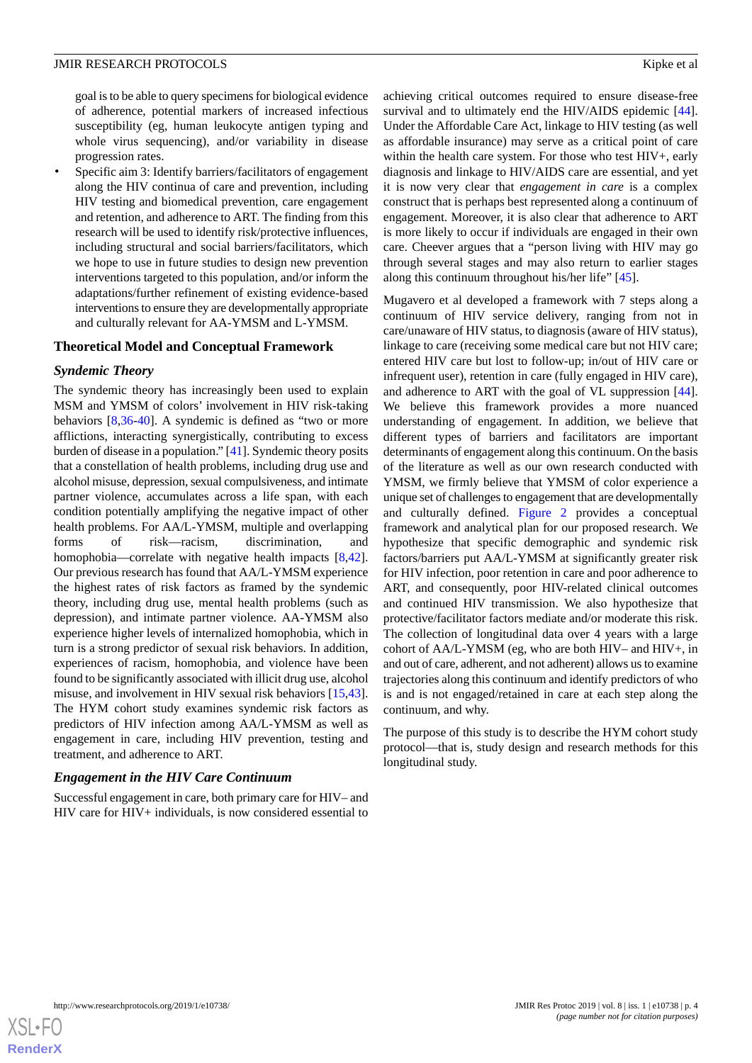goal is to be able to query specimens for biological evidence of adherence, potential markers of increased infectious susceptibility (eg, human leukocyte antigen typing and whole virus sequencing), and/or variability in disease progression rates.

- Specific aim 3: Identify barriers/facilitators of engagement along the HIV continua of care and prevention, including HIV testing and biomedical prevention, care engagement and retention, and adherence to ART. The finding from this research will be used to identify risk/protective influences, including structural and social barriers/facilitators, which we hope to use in future studies to design new prevention interventions targeted to this population, and/or inform the adaptations/further refinement of existing evidence-based interventions to ensure they are developmentally appropriate and culturally relevant for AA-YMSM and L-YMSM.

### Theoretical Model and Conceptual Framework

#### *Syndemic Theory*

The syndemic theory has increasingly been used to explain MSM and YMSM of colors' involvement in HIV risk-taking behaviors [8,36-40]. A syndemic is defined as "two or more afflictions, interacting synergistically, contributing to excess burden of disease in a population." [41]. Syndemic theory posits that a constellation of health problems, including drug use and alcohol misuse, depression, sexual compulsiveness, and intimate partner violence, accumulates across a life span, with each condition potentially amplifying the negative impact of other health problems. For AA/L-YMSM, multiple and overlapping forms of risk—racism, discrimination, and homophobia—correlate with negative health impacts [8,42]. Our previous research has found that AA/L-YMSM experience the highest rates of risk factors as framed by the syndemic theory, including drug use, mental health problems (such as depression), and intimate partner violence. AA-YMSM also experience higher levels of internalized homophobia, which in turn is a strong predictor of sexual risk behaviors. In addition, experiences of racism, homophobia, and violence have been found to be significantly associated with illicit drug use, alcohol misuse, and involvement in HIV sexual risk behaviors [15,43]. The HYM cohort study examines syndemic risk factors as predictors of HIV infection among AA/L-YMSM as well as engagement in care, including HIV prevention, testing and treatment, and adherence to ART.

#### *Engagement in the HIV Care Continuum*

Successful engagement in care, both primary care for HIV– and HIV care for HIV+ individuals, is now considered essential to achieving critical outcomes required to ensure disease-free survival and to ultimately end the HIV/AIDS epidemic [44]. Under the Affordable Care Act, linkage to HIV testing (as well as affordable insurance) may serve as a critical point of care within the health care system. For those who test HIV+, early diagnosis and linkage to HIV/AIDS care are essential, and yet it is now very clear that *engagement in care* is a complex construct that is perhaps best represented along a continuum of engagement. Moreover, it is also clear that adherence to ART is more likely to occur if individuals are engaged in their own care. Cheever argues that a "person living with HIV may go through several stages and may also return to earlier stages along this continuum throughout his/her life" [45].

Mugavero et al developed a framework with 7 steps along a continuum of HIV service delivery, ranging from not in care/unaware of HIV status, to diagnosis (aware of HIV status), linkage to care (receiving some medical care but not HIV care; entered HIV care but lost to follow-up; in/out of HIV care or infrequent user), retention in care (fully engaged in HIV care), and adherence to ART with the goal of VL suppression [44]. We believe this framework provides a more nuanced understanding of engagement. In addition, we believe that different types of barriers and facilitators are important determinants of engagement along this continuum. On the basis of the literature as well as our own research conducted with YMSM, we firmly believe that YMSM of color experience a unique set of challenges to engagement that are developmentally and culturally defined. Figure 2 provides a conceptual framework and analytical plan for our proposed research. We hypothesize that specific demographic and syndemic risk factors/barriers put AA/L-YMSM at significantly greater risk for HIV infection, poor retention in care and poor adherence to ART, and consequently, poor HIV-related clinical outcomes and continued HIV transmission. We also hypothesize that protective/facilitator factors mediate and/or moderate this risk. The collection of longitudinal data over 4 years with a large cohort of AA/L-YMSM (eg, who are both HIV– and HIV+, in and out of care, adherent, and not adherent) allows us to examine trajectories along this continuum and identify predictors of who is and is not engaged/retained in care at each step along the continuum, and why.

The purpose of this study is to describe the HYM cohort study protocol—that is, study design and research methods for this longitudinal study.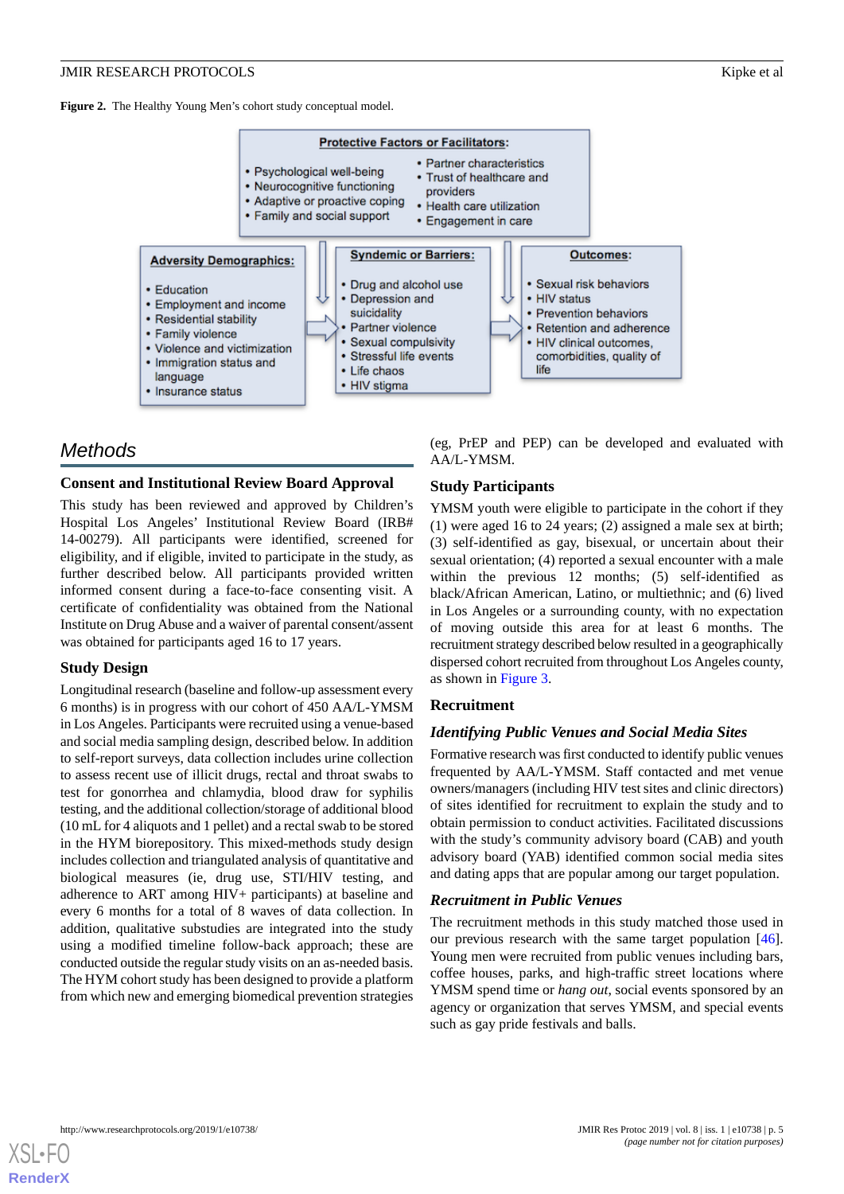**Figure 2.** The Healthy Young Men's cohort study conceptual model.

**Protective Factors or Facilitators:**

- Psychological well-being
- Neurocognitive functioning
- Adaptive or proactive coping
- Family and social support
- Partner characteristics
- Trust of healthcare and providers
- Health care utilization
- Engagement in care

**Adversity Demographics:**

- Education
- Employment and income
- Residential stability
- Family violence
- Violence and victimization
- Immigration status and language
- Insurance status

**Syndemic or Barriers:**

- Drug and alcohol use
- Depression and suicidality
- Partner violence
- Sexual compulsivity
- Stressful life events
- Life chaos
- HIV stigma

**Outcomes:**

- Sexual risk behaviors
- HIV status
- Prevention behaviors
- Retention and adherence
- HIV clinical outcomes, comorbidities, quality of life

## Methods

### Consent and Institutional Review Board Approval

This study has been reviewed and approved by Children's Hospital Los Angeles' Institutional Review Board (IRB# 14-00279). All participants were identified, screened for eligibility, and if eligible, invited to participate in the study, as further described below. All participants provided written informed consent during a face-to-face consenting visit. A certificate of confidentiality was obtained from the National Institute on Drug Abuse and a waiver of parental consent/assent was obtained for participants aged 16 to 17 years.

### Study Design

Longitudinal research (baseline and follow-up assessment every 6 months) is in progress with our cohort of 450 AA/L-YMSM in Los Angeles. Participants were recruited using a venue-based and social media sampling design, described below. In addition to self-report surveys, data collection includes urine collection to assess recent use of illicit drugs, rectal and throat swabs to test for gonorrhea and chlamydia, blood draw for syphilis testing, and the additional collection/storage of additional blood (10 mL for 4 aliquots and 1 pellet) and a rectal swab to be stored in the HYM biorepository. This mixed-methods study design includes collection and triangulated analysis of quantitative and biological measures (ie, drug use, STI/HIV testing, and adherence to ART among HIV+ participants) at baseline and every 6 months for a total of 8 waves of data collection. In addition, qualitative substudies are integrated into the study using a modified timeline follow-back approach; these are conducted outside the regular study visits on an as-needed basis. The HYM cohort study has been designed to provide a platform from which new and emerging biomedical prevention strategies (eg, PrEP and PEP) can be developed and evaluated with AA/L-YMSM.

### Study Participants

YMSM youth were eligible to participate in the cohort if they (1) were aged 16 to 24 years; (2) assigned a male sex at birth; (3) self-identified as gay, bisexual, or uncertain about their sexual orientation; (4) reported a sexual encounter with a male within the previous 12 months; (5) self-identified as black/African American, Latino, or multiethnic; and (6) lived in Los Angeles or a surrounding county, with no expectation of moving outside this area for at least 6 months. The recruitment strategy described below resulted in a geographically dispersed cohort recruited from throughout Los Angeles county, as shown in Figure 3.

### Recruitment

#### *Identifying Public Venues and Social Media Sites*

Formative research was first conducted to identify public venues frequented by AA/L-YMSM. Staff contacted and met venue owners/managers (including HIV test sites and clinic directors) of sites identified for recruitment to explain the study and to obtain permission to conduct activities. Facilitated discussions with the study's community advisory board (CAB) and youth advisory board (YAB) identified common social media sites and dating apps that are popular among our target population.

#### *Recruitment in Public Venues*

The recruitment methods in this study matched those used in our previous research with the same target population [46]. Young men were recruited from public venues including bars, coffee houses, parks, and high-traffic street locations where YMSM spend time or *hang out*, social events sponsored by an agency or organization that serves YMSM, and special events such as gay pride festivals and balls.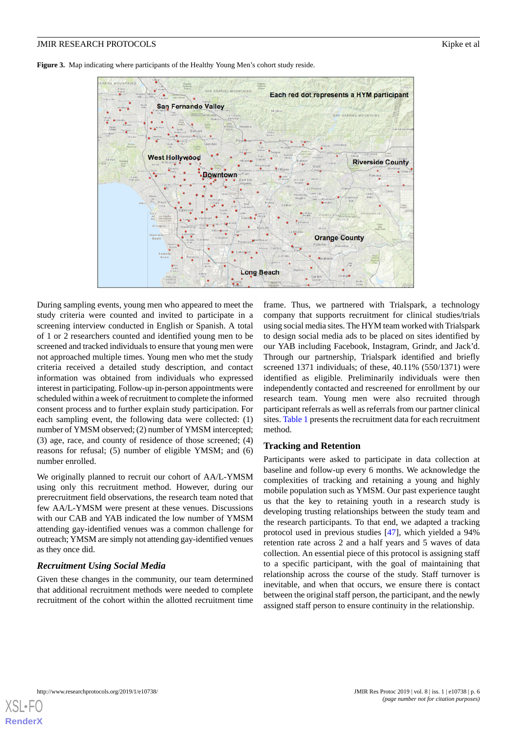**Figure 3.** Map indicating where participants of the Healthy Young Men's cohort study reside.

During sampling events, young men who appeared to meet the study criteria were counted and invited to participate in a screening interview conducted in English or Spanish. A total of 1 or 2 researchers counted and identified young men to be screened and tracked individuals to ensure that young men were not approached multiple times. Young men who met the study criteria received a detailed study description, and contact information was obtained from individuals who expressed interest in participating. Follow-up in-person appointments were scheduled within a week of recruitment to complete the informed consent process and to further explain study participation. For each sampling event, the following data were collected: (1) number of YMSM observed; (2) number of YMSM intercepted; (3) age, race, and county of residence of those screened; (4) reasons for refusal; (5) number of eligible YMSM; and (6) number enrolled.

We originally planned to recruit our cohort of AA/L-YMSM using only this recruitment method. However, during our prerecruitment field observations, the research team noted that few AA/L-YMSM were present at these venues. Discussions with our CAB and YAB indicated the low number of YMSM attending gay-identified venues was a common challenge for outreach; YMSM are simply not attending gay-identified venues as they once did.

### *Recruitment Using Social Media*

Given these changes in the community, our team determined that additional recruitment methods were needed to complete recruitment of the cohort within the allotted recruitment time frame. Thus, we partnered with Trialspark, a technology company that supports recruitment for clinical studies/trials using social media sites. The HYM team worked with Trialspark to design social media ads to be placed on sites identified by our YAB including Facebook, Instagram, Grindr, and Jack'd. Through our partnership, Trialspark identified and briefly screened 1371 individuals; of these, 40.11% (550/1371) were identified as eligible. Preliminarily individuals were then independently contacted and rescreened for enrollment by our research team. Young men were also recruited through participant referrals as well as referrals from our partner clinical sites. Table 1 presents the recruitment data for each recruitment method.

## Tracking and Retention

Participants were asked to participate in data collection at baseline and follow-up every 6 months. We acknowledge the complexities of tracking and retaining a young and highly mobile population such as YMSM. Our past experience taught us that the key to retaining youth in a research study is developing trusting relationships between the study team and the research participants. To that end, we adapted a tracking protocol used in previous studies [47], which yielded a 94% retention rate across 2 and a half years and 5 waves of data collection. An essential piece of this protocol is assigning staff to a specific participant, with the goal of maintaining that relationship across the course of the study. Staff turnover is inevitable, and when that occurs, we ensure there is contact between the original staff person, the participant, and the newly assigned staff person to ensure continuity in the relationship.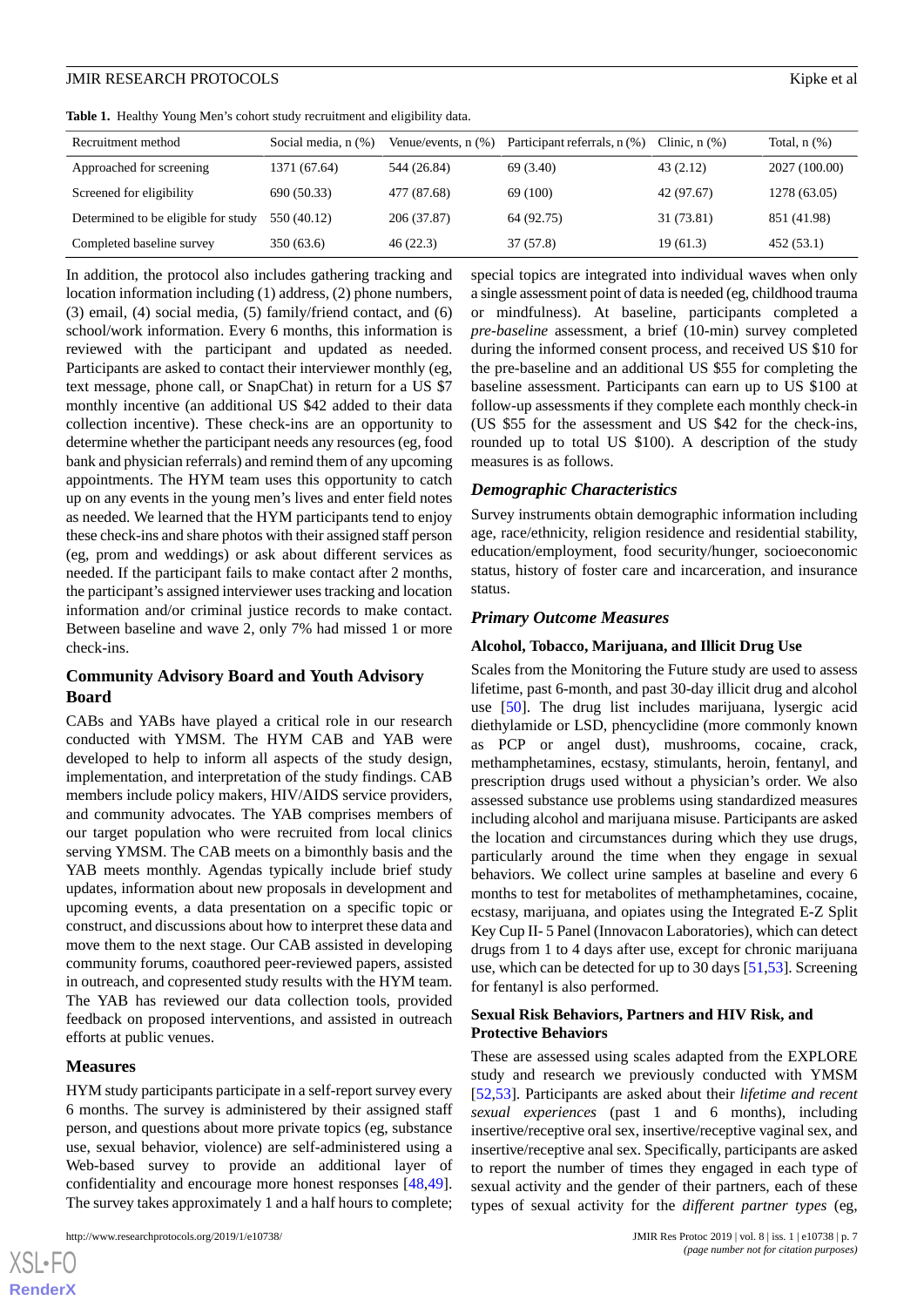**Table 1.** Healthy Young Men's cohort study recruitment and eligibility data.

| Recruitment method | Social media, n (%) | Venue/events, n (%) | Participant referrals, n (%) | Clinic, n (%) | Total, n (%) |
|---|---|---|---|---|---|
| Approached for screening | 1371 (67.64) | 544 (26.84) | 69 (3.40) | 43 (2.12) | 2027 (100.00) |
| Screened for eligibility | 690 (50.33) | 477 (87.68) | 69 (100) | 42 (97.67) | 1278 (63.05) |
| Determined to be eligible for study | 550 (40.12) | 206 (37.87) | 64 (92.75) | 31 (73.81) | 851 (41.98) |
| Completed baseline survey | 350 (63.6) | 46 (22.3) | 37 (57.8) | 19 (61.3) | 452 (53.1) |

In addition, the protocol also includes gathering tracking and location information including (1) address, (2) phone numbers, (3) email, (4) social media, (5) family/friend contact, and (6) school/work information. Every 6 months, this information is reviewed with the participant and updated as needed. Participants are asked to contact their interviewer monthly (eg, text message, phone call, or SnapChat) in return for a US $7 monthly incentive (an additional US $42 added to their data collection incentive). These check-ins are an opportunity to determine whether the participant needs any resources (eg, food bank and physician referrals) and remind them of any upcoming appointments. The HYM team uses this opportunity to catch up on any events in the young men's lives and enter field notes as needed. We learned that the HYM participants tend to enjoy these check-ins and share photos with their assigned staff person (eg, prom and weddings) or ask about different services as needed. If the participant fails to make contact after 2 months, the participant's assigned interviewer uses tracking and location information and/or criminal justice records to make contact. Between baseline and wave 2, only 7% had missed 1 or more check-ins.

## Community Advisory Board and Youth Advisory Board

CABs and YABs have played a critical role in our research conducted with YMSM. The HYM CAB and YAB were developed to help to inform all aspects of the study design, implementation, and interpretation of the study findings. CAB members include policy makers, HIV/AIDS service providers, and community advocates. The YAB comprises members of our target population who were recruited from local clinics serving YMSM. The CAB meets on a bimonthly basis and the YAB meets monthly. Agendas typically include brief study updates, information about new proposals in development and upcoming events, a data presentation on a specific topic or construct, and discussions about how to interpret these data and move them to the next stage. Our CAB assisted in developing community forums, coauthored peer-reviewed papers, assisted in outreach, and copresented study results with the HYM team. The YAB has reviewed our data collection tools, provided feedback on proposed interventions, and assisted in outreach efforts at public venues.

## Measures

HYM study participants participate in a self-report survey every 6 months. The survey is administered by their assigned staff person, and questions about more private topics (eg, substance use, sexual behavior, violence) are self-administered using a Web-based survey to provide an additional layer of confidentiality and encourage more honest responses [48,49]. The survey takes approximately 1 and a half hours to complete; special topics are integrated into individual waves when only a single assessment point of data is needed (eg, childhood trauma or mindfulness). At baseline, participants completed a *pre-baseline* assessment, a brief (10-min) survey completed during the informed consent process, and received US $10 for the pre-baseline and an additional US $55 for completing the baseline assessment. Participants can earn up to US $100 at follow-up assessments if they complete each monthly check-in (US $55 for the assessment and US $42 for the check-ins, rounded up to total US $100). A description of the study measures is as follows.

### *Demographic Characteristics*

Survey instruments obtain demographic information including age, race/ethnicity, religion residence and residential stability, education/employment, food security/hunger, socioeconomic status, history of foster care and incarceration, and insurance status.

### *Primary Outcome Measures*

#### Alcohol, Tobacco, Marijuana, and Illicit Drug Use

Scales from the Monitoring the Future study are used to assess lifetime, past 6-month, and past 30-day illicit drug and alcohol use [50]. The drug list includes marijuana, lysergic acid diethylamide or LSD, phencyclidine (more commonly known as PCP or angel dust), mushrooms, cocaine, crack, methamphetamines, ecstasy, stimulants, heroin, fentanyl, and prescription drugs used without a physician's order. We also assessed substance use problems using standardized measures including alcohol and marijuana misuse. Participants are asked the location and circumstances during which they use drugs, particularly around the time when they engage in sexual behaviors. We collect urine samples at baseline and every 6 months to test for metabolites of methamphetamines, cocaine, ecstasy, marijuana, and opiates using the Integrated E-Z Split Key Cup II- 5 Panel (Innovacon Laboratories), which can detect drugs from 1 to 4 days after use, except for chronic marijuana use, which can be detected for up to 30 days [51,53]. Screening for fentanyl is also performed.

#### Sexual Risk Behaviors, Partners and HIV Risk, and Protective Behaviors

These are assessed using scales adapted from the EXPLORE study and research we previously conducted with YMSM [52,53]. Participants are asked about their *lifetime and recent sexual experiences* (past 1 and 6 months), including insertive/receptive oral sex, insertive/receptive vaginal sex, and insertive/receptive anal sex. Specifically, participants are asked to report the number of times they engaged in each type of sexual activity and the gender of their partners, each of these types of sexual activity for the *different partner types* (eg,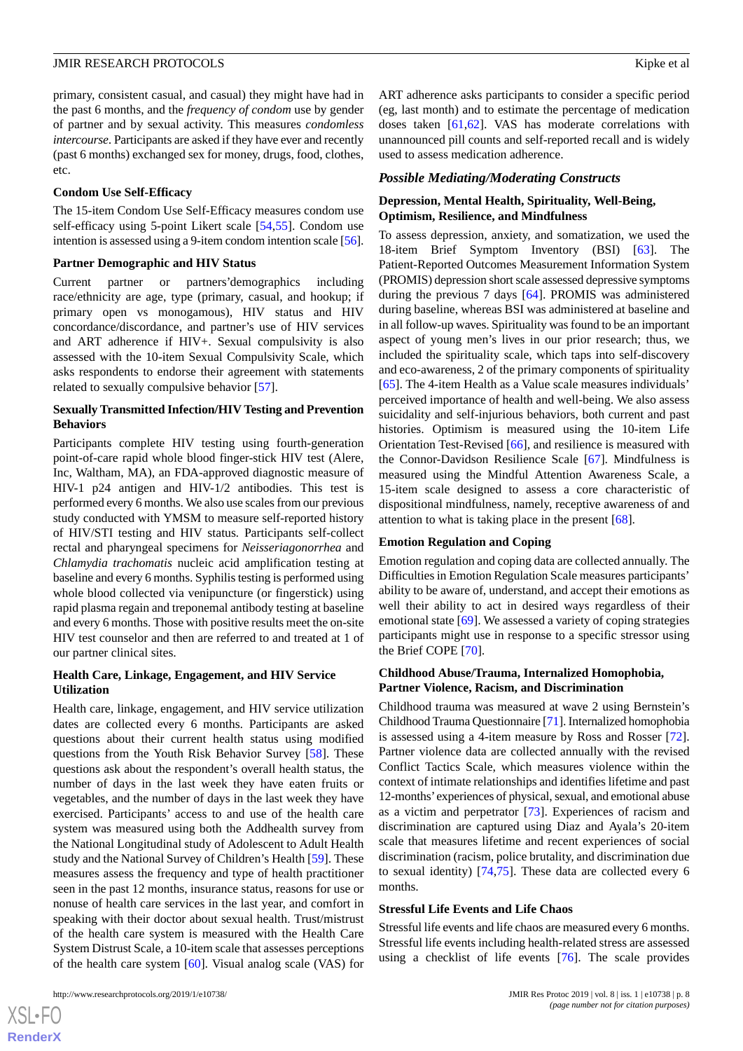primary, consistent casual, and casual) they might have had in the past 6 months, and the *frequency of condom* use by gender of partner and by sexual activity. This measures *condomless intercourse*. Participants are asked if they have ever and recently (past 6 months) exchanged sex for money, drugs, food, clothes, etc.

### Condom Use Self-Efficacy

The 15-item Condom Use Self-Efficacy measures condom use self-efficacy using 5-point Likert scale [54,55]. Condom use intention is assessed using a 9-item condom intention scale [56].

### Partner Demographic and HIV Status

Current partner or partners'demographics including race/ethnicity are age, type (primary, casual, and hookup; if primary open vs monogamous), HIV status and HIV concordance/discordance, and partner's use of HIV services and ART adherence if HIV+. Sexual compulsivity is also assessed with the 10-item Sexual Compulsivity Scale, which asks respondents to endorse their agreement with statements related to sexually compulsive behavior [57].

### Sexually Transmitted Infection/HIV Testing and Prevention Behaviors

Participants complete HIV testing using fourth-generation point-of-care rapid whole blood finger-stick HIV test (Alere, Inc, Waltham, MA), an FDA-approved diagnostic measure of HIV-1 p24 antigen and HIV-1/2 antibodies. This test is performed every 6 months. We also use scales from our previous study conducted with YMSM to measure self-reported history of HIV/STI testing and HIV status. Participants self-collect rectal and pharyngeal specimens for *Neisseriagonorrhea* and *Chlamydia trachomatis* nucleic acid amplification testing at baseline and every 6 months. Syphilis testing is performed using whole blood collected via venipuncture (or fingerstick) using rapid plasma regain and treponemal antibody testing at baseline and every 6 months. Those with positive results meet the on-site HIV test counselor and then are referred to and treated at 1 of our partner clinical sites.

### Health Care, Linkage, Engagement, and HIV Service Utilization

Health care, linkage, engagement, and HIV service utilization dates are collected every 6 months. Participants are asked questions about their current health status using modified questions from the Youth Risk Behavior Survey [58]. These questions ask about the respondent's overall health status, the number of days in the last week they have eaten fruits or vegetables, and the number of days in the last week they have exercised. Participants' access to and use of the health care system was measured using both the Addhealth survey from the National Longitudinal study of Adolescent to Adult Health study and the National Survey of Children's Health [59]. These measures assess the frequency and type of health practitioner seen in the past 12 months, insurance status, reasons for use or nonuse of health care services in the last year, and comfort in speaking with their doctor about sexual health. Trust/mistrust of the health care system is measured with the Health Care System Distrust Scale, a 10-item scale that assesses perceptions of the health care system [60]. Visual analog scale (VAS) for ART adherence asks participants to consider a specific period (eg, last month) and to estimate the percentage of medication doses taken [61,62]. VAS has moderate correlations with unannounced pill counts and self-reported recall and is widely used to assess medication adherence.

## Possible Mediating/Moderating Constructs

### Depression, Mental Health, Spirituality, Well-Being, Optimism, Resilience, and Mindfulness

To assess depression, anxiety, and somatization, we used the 18-item Brief Symptom Inventory (BSI) [63]. The Patient-Reported Outcomes Measurement Information System (PROMIS) depression short scale assessed depressive symptoms during the previous 7 days [64]. PROMIS was administered during baseline, whereas BSI was administered at baseline and in all follow-up waves. Spirituality was found to be an important aspect of young men's lives in our prior research; thus, we included the spirituality scale, which taps into self-discovery and eco-awareness, 2 of the primary components of spirituality [65]. The 4-item Health as a Value scale measures individuals' perceived importance of health and well-being. We also assess suicidality and self-injurious behaviors, both current and past histories. Optimism is measured using the 10-item Life Orientation Test-Revised [66], and resilience is measured with the Connor-Davidson Resilience Scale [67]. Mindfulness is measured using the Mindful Attention Awareness Scale, a 15-item scale designed to assess a core characteristic of dispositional mindfulness, namely, receptive awareness of and attention to what is taking place in the present [68].

### Emotion Regulation and Coping

Emotion regulation and coping data are collected annually. The Difficulties in Emotion Regulation Scale measures participants' ability to be aware of, understand, and accept their emotions as well their ability to act in desired ways regardless of their emotional state [69]. We assessed a variety of coping strategies participants might use in response to a specific stressor using the Brief COPE [70].

### Childhood Abuse/Trauma, Internalized Homophobia, Partner Violence, Racism, and Discrimination

Childhood trauma was measured at wave 2 using Bernstein's Childhood Trauma Questionnaire [71]. Internalized homophobia is assessed using a 4-item measure by Ross and Rosser [72]. Partner violence data are collected annually with the revised Conflict Tactics Scale, which measures violence within the context of intimate relationships and identifies lifetime and past 12-months' experiences of physical, sexual, and emotional abuse as a victim and perpetrator [73]. Experiences of racism and discrimination are captured using Diaz and Ayala's 20-item scale that measures lifetime and recent experiences of social discrimination (racism, police brutality, and discrimination due to sexual identity) [74,75]. These data are collected every 6 months.

### Stressful Life Events and Life Chaos

Stressful life events and life chaos are measured every 6 months. Stressful life events including health-related stress are assessed using a checklist of life events [76]. The scale provides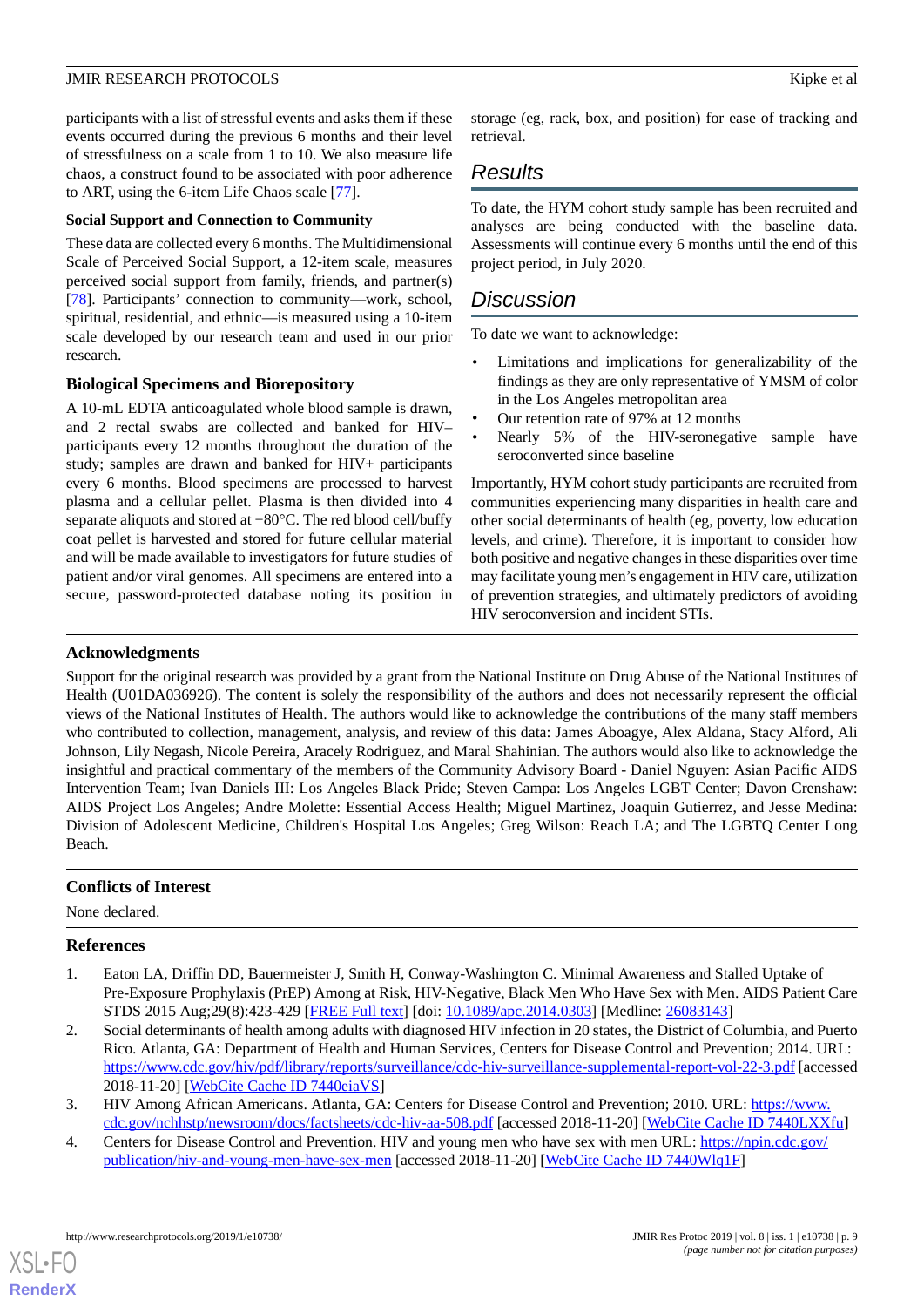participants with a list of stressful events and asks them if these events occurred during the previous 6 months and their level of stressfulness on a scale from 1 to 10. We also measure life chaos, a construct found to be associated with poor adherence to ART, using the 6-item Life Chaos scale [77].

### Social Support and Connection to Community

These data are collected every 6 months. The Multidimensional Scale of Perceived Social Support, a 12-item scale, measures perceived social support from family, friends, and partner(s) [78]. Participants' connection to community—work, school, spiritual, residential, and ethnic—is measured using a 10-item scale developed by our research team and used in our prior research.

### Biological Specimens and Biorepository

A 10-mL EDTA anticoagulated whole blood sample is drawn, and 2 rectal swabs are collected and banked for HIV– participants every 12 months throughout the duration of the study; samples are drawn and banked for HIV+ participants every 6 months. Blood specimens are processed to harvest plasma and a cellular pellet. Plasma is then divided into 4 separate aliquots and stored at −80°C. The red blood cell/buffy coat pellet is harvested and stored for future cellular material and will be made available to investigators for future studies of patient and/or viral genomes. All specimens are entered into a secure, password-protected database noting its position in storage (eg, rack, box, and position) for ease of tracking and retrieval.

## Results

To date, the HYM cohort study sample has been recruited and analyses are being conducted with the baseline data. Assessments will continue every 6 months until the end of this project period, in July 2020.

## Discussion

To date we want to acknowledge:

- Limitations and implications for generalizability of the findings as they are only representative of YMSM of color in the Los Angeles metropolitan area
- Our retention rate of 97% at 12 months
- Nearly 5% of the HIV-seronegative sample have seroconverted since baseline

Importantly, HYM cohort study participants are recruited from communities experiencing many disparities in health care and other social determinants of health (eg, poverty, low education levels, and crime). Therefore, it is important to consider how both positive and negative changes in these disparities over time may facilitate young men's engagement in HIV care, utilization of prevention strategies, and ultimately predictors of avoiding HIV seroconversion and incident STIs.

### Acknowledgments

Support for the original research was provided by a grant from the National Institute on Drug Abuse of the National Institutes of Health (U01DA036926). The content is solely the responsibility of the authors and does not necessarily represent the official views of the National Institutes of Health. The authors would like to acknowledge the contributions of the many staff members who contributed to collection, management, analysis, and review of this data: James Aboagye, Alex Aldana, Stacy Alford, Ali Johnson, Lily Negash, Nicole Pereira, Aracely Rodriguez, and Maral Shahinian. The authors would also like to acknowledge the insightful and practical commentary of the members of the Community Advisory Board - Daniel Nguyen: Asian Pacific AIDS Intervention Team; Ivan Daniels III: Los Angeles Black Pride; Steven Campa: Los Angeles LGBT Center; Davon Crenshaw: AIDS Project Los Angeles; Andre Molette: Essential Access Health; Miguel Martinez, Joaquin Gutierrez, and Jesse Medina: Division of Adolescent Medicine, Children's Hospital Los Angeles; Greg Wilson: Reach LA; and The LGBTQ Center Long Beach.

### Conflicts of Interest

None declared.

### References

1. Eaton LA, Driffin DD, Bauermeister J, Smith H, Conway-Washington C. Minimal Awareness and Stalled Uptake of Pre-Exposure Prophylaxis (PrEP) Among at Risk, HIV-Negative, Black Men Who Have Sex with Men. AIDS Patient Care STDS 2015 Aug;29(8):423-429 [FREE Full text] [doi: 10.1089/apc.2014.0303] [Medline: 26083143]
2. Social determinants of health among adults with diagnosed HIV infection in 20 states, the District of Columbia, and Puerto Rico. Atlanta, GA: Department of Health and Human Services, Centers for Disease Control and Prevention; 2014. URL: https://www.cdc.gov/hiv/pdf/library/reports/surveillance/cdc-hiv-surveillance-supplemental-report-vol-22-3.pdf [accessed 2018-11-20] [WebCite Cache ID 7440eiaVS]
3. HIV Among African Americans. Atlanta, GA: Centers for Disease Control and Prevention; 2010. URL: https://www.cdc.gov/nchhstp/newsroom/docs/factsheets/cdc-hiv-aa-508.pdf [accessed 2018-11-20] [WebCite Cache ID 7440LXXfu]
4. Centers for Disease Control and Prevention. HIV and young men who have sex with men URL: https://npin.cdc.gov/publication/hiv-and-young-men-have-sex-men [accessed 2018-11-20] [WebCite Cache ID 7440Wlq1F]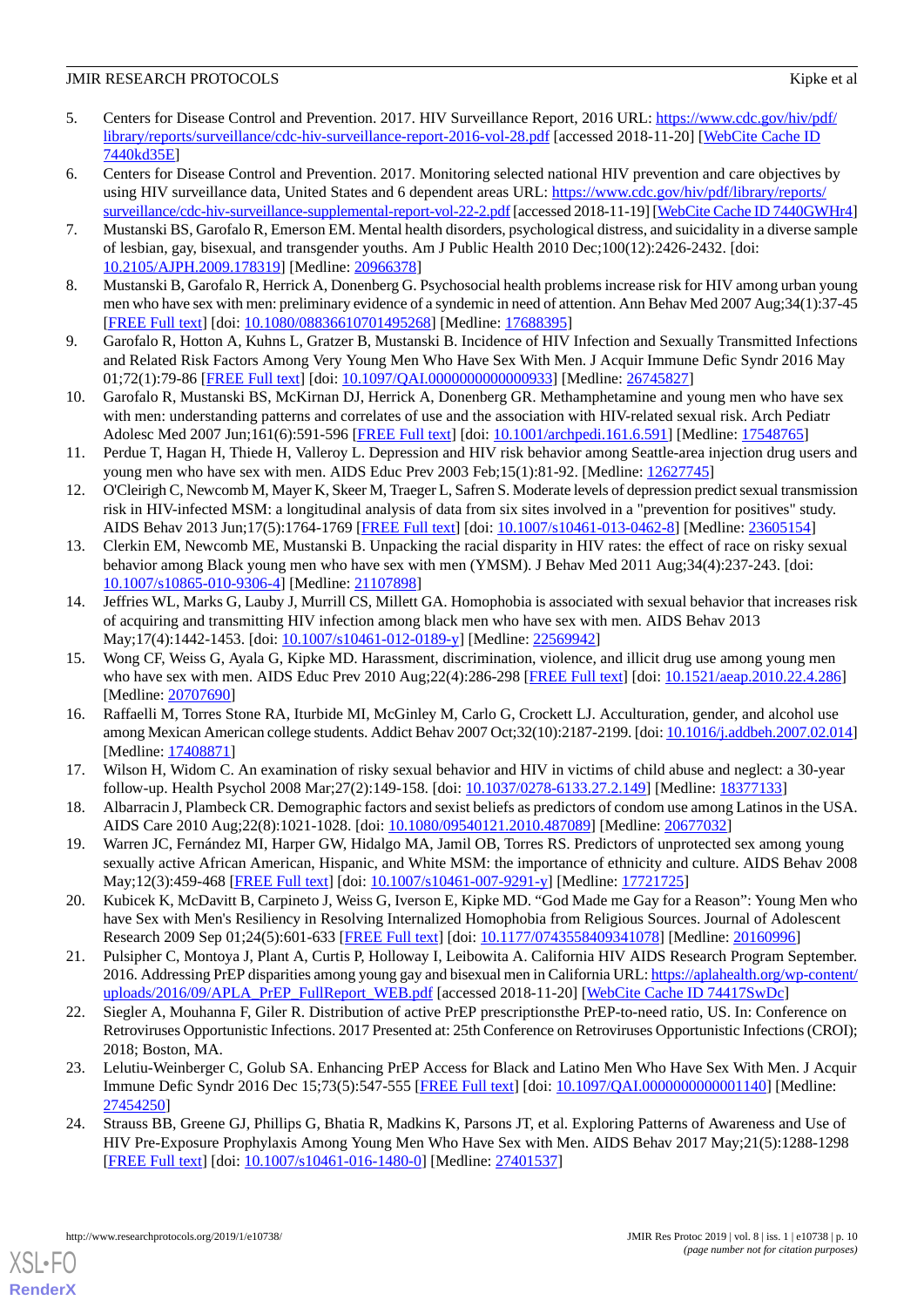5. Centers for Disease Control and Prevention. 2017. HIV Surveillance Report, 2016 URL: [https://www.cdc.gov/hiv/pdf/library/reports/surveillance/cdc-hiv-surveillance-report-2016-vol-28.pdf](https://www.cdc.gov/hiv/pdf/library/reports/surveillance/cdc-hiv-surveillance-report-2016-vol-28.pdf) [accessed 2018-11-20] [WebCite Cache ID 7440kd35E]
6. Centers for Disease Control and Prevention. 2017. Monitoring selected national HIV prevention and care objectives by using HIV surveillance data, United States and 6 dependent areas URL: [https://www.cdc.gov/hiv/pdf/library/reports/surveillance/cdc-hiv-surveillance-supplemental-report-vol-22-2.pdf](https://www.cdc.gov/hiv/pdf/library/reports/surveillance/cdc-hiv-surveillance-supplemental-report-vol-22-2.pdf) [accessed 2018-11-19] [WebCite Cache ID 7440GWHr4]
7. Mustanski BS, Garofalo R, Emerson EM. Mental health disorders, psychological distress, and suicidality in a diverse sample of lesbian, gay, bisexual, and transgender youths. Am J Public Health 2010 Dec;100(12):2426-2432. [doi: 10.2105/AJPH.2009.178319] [Medline: 20966378]
8. Mustanski B, Garofalo R, Herrick A, Donenberg G. Psychosocial health problems increase risk for HIV among urban young men who have sex with men: preliminary evidence of a syndemic in need of attention. Ann Behav Med 2007 Aug;34(1):37-45 [FREE Full text] [doi: 10.1080/08836610701495268] [Medline: 17688395]
9. Garofalo R, Hotton A, Kuhns L, Gratzer B, Mustanski B. Incidence of HIV Infection and Sexually Transmitted Infections and Related Risk Factors Among Very Young Men Who Have Sex With Men. J Acquir Immune Defic Syndr 2016 May 01;72(1):79-86 [FREE Full text] [doi: 10.1097/QAI.0000000000000933] [Medline: 26745827]
10. Garofalo R, Mustanski BS, McKirnan DJ, Herrick A, Donenberg GR. Methamphetamine and young men who have sex with men: understanding patterns and correlates of use and the association with HIV-related sexual risk. Arch Pediatr Adolesc Med 2007 Jun;161(6):591-596 [FREE Full text] [doi: 10.1001/archpedi.161.6.591] [Medline: 17548765]
11. Perdue T, Hagan H, Thiede H, Valleroy L. Depression and HIV risk behavior among Seattle-area injection drug users and young men who have sex with men. AIDS Educ Prev 2003 Feb;15(1):81-92. [Medline: 12627745]
12. O'Cleirigh C, Newcomb M, Mayer K, Skeer M, Traeger L, Safren S. Moderate levels of depression predict sexual transmission risk in HIV-infected MSM: a longitudinal analysis of data from six sites involved in a "prevention for positives" study. AIDS Behav 2013 Jun;17(5):1764-1769 [FREE Full text] [doi: 10.1007/s10461-013-0462-8] [Medline: 23605154]
13. Clerkin EM, Newcomb ME, Mustanski B. Unpacking the racial disparity in HIV rates: the effect of race on risky sexual behavior among Black young men who have sex with men (YMSM). J Behav Med 2011 Aug;34(4):237-243. [doi: 10.1007/s10865-010-9306-4] [Medline: 21107898]
14. Jeffries WL, Marks G, Lauby J, Murrill CS, Millett GA. Homophobia is associated with sexual behavior that increases risk of acquiring and transmitting HIV infection among black men who have sex with men. AIDS Behav 2013 May;17(4):1442-1453. [doi: 10.1007/s10461-012-0189-y] [Medline: 22569942]
15. Wong CF, Weiss G, Ayala G, Kipke MD. Harassment, discrimination, violence, and illicit drug use among young men who have sex with men. AIDS Educ Prev 2010 Aug;22(4):286-298 [FREE Full text] [doi: 10.1521/aeap.2010.22.4.286] [Medline: 20707690]
16. Raffaelli M, Torres Stone RA, Iturbide MI, McGinley M, Carlo G, Crockett LJ. Acculturation, gender, and alcohol use among Mexican American college students. Addict Behav 2007 Oct;32(10):2187-2199. [doi: 10.1016/j.addbeh.2007.02.014] [Medline: 17408871]
17. Wilson H, Widom C. An examination of risky sexual behavior and HIV in victims of child abuse and neglect: a 30-year follow-up. Health Psychol 2008 Mar;27(2):149-158. [doi: 10.1037/0278-6133.27.2.149] [Medline: 18377133]
18. Albarracin J, Plambeck CR. Demographic factors and sexist beliefs as predictors of condom use among Latinos in the USA. AIDS Care 2010 Aug;22(8):1021-1028. [doi: 10.1080/09540121.2010.487089] [Medline: 20677032]
19. Warren JC, Fernández MI, Harper GW, Hidalgo MA, Jamil OB, Torres RS. Predictors of unprotected sex among young sexually active African American, Hispanic, and White MSM: the importance of ethnicity and culture. AIDS Behav 2008 May;12(3):459-468 [FREE Full text] [doi: 10.1007/s10461-007-9291-y] [Medline: 17721725]
20. Kubicek K, McDavitt B, Carpineto J, Weiss G, Iverson E, Kipke MD. "God Made me Gay for a Reason": Young Men who have Sex with Men's Resiliency in Resolving Internalized Homophobia from Religious Sources. Journal of Adolescent Research 2009 Sep 01;24(5):601-633 [FREE Full text] [doi: 10.1177/0743558409341078] [Medline: 20160996]
21. Pulsipher C, Montoya J, Plant A, Curtis P, Holloway I, Leibowita A. California HIV AIDS Research Program September. 2016. Addressing PrEP disparities among young gay and bisexual men in California URL: [https://aplahealth.org/wp-content/uploads/2016/09/APLA_PrEP_FullReport_WEB.pdf](https://aplahealth.org/wp-content/uploads/2016/09/APLA_PrEP_FullReport_WEB.pdf) [accessed 2018-11-20] [WebCite Cache ID 74417SwDc]
22. Siegler A, Mouhanna F, Giler R. Distribution of active PrEP prescriptionsthe PrEP-to-need ratio, US. In: Conference on Retroviruses Opportunistic Infections. 2017 Presented at: 25th Conference on Retroviruses Opportunistic Infections (CROI); 2018; Boston, MA.
23. Lelutiu-Weinberger C, Golub SA. Enhancing PrEP Access for Black and Latino Men Who Have Sex With Men. J Acquir Immune Defic Syndr 2016 Dec 15;73(5):547-555 [FREE Full text] [doi: 10.1097/QAI.0000000000001140] [Medline: 27454250]
24. Strauss BB, Greene GJ, Phillips G, Bhatia R, Madkins K, Parsons JT, et al. Exploring Patterns of Awareness and Use of HIV Pre-Exposure Prophylaxis Among Young Men Who Have Sex with Men. AIDS Behav 2017 May;21(5):1288-1298 [FREE Full text] [doi: 10.1007/s10461-016-1480-0] [Medline: 27401537]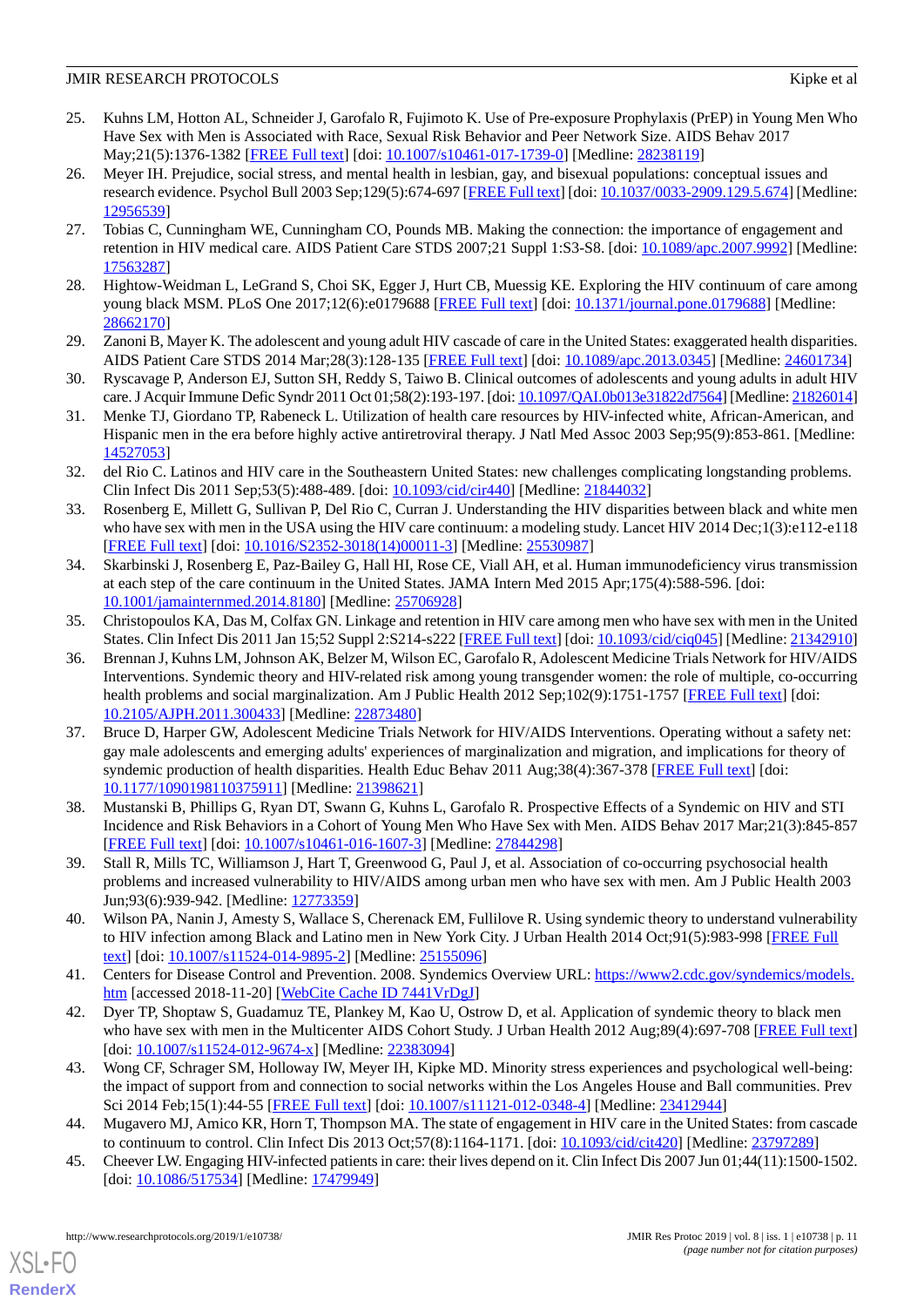25. Kuhns LM, Hotton AL, Schneider J, Garofalo R, Fujimoto K. Use of Pre-exposure Prophylaxis (PrEP) in Young Men Who Have Sex with Men is Associated with Race, Sexual Risk Behavior and Peer Network Size. AIDS Behav 2017 May;21(5):1376-1382 [FREE Full text] [doi: 10.1007/s10461-017-1739-0] [Medline: 28238119]
26. Meyer IH. Prejudice, social stress, and mental health in lesbian, gay, and bisexual populations: conceptual issues and research evidence. Psychol Bull 2003 Sep;129(5):674-697 [FREE Full text] [doi: 10.1037/0033-2909.129.5.674] [Medline: 12956539]
27. Tobias C, Cunningham WE, Cunningham CO, Pounds MB. Making the connection: the importance of engagement and retention in HIV medical care. AIDS Patient Care STDS 2007;21 Suppl 1:S3-S8. [doi: 10.1089/apc.2007.9992] [Medline: 17563287]
28. Hightow-Weidman L, LeGrand S, Choi SK, Egger J, Hurt CB, Muessig KE. Exploring the HIV continuum of care among young black MSM. PLoS One 2017;12(6):e0179688 [FREE Full text] [doi: 10.1371/journal.pone.0179688] [Medline: 28662170]
29. Zanoni B, Mayer K. The adolescent and young adult HIV cascade of care in the United States: exaggerated health disparities. AIDS Patient Care STDS 2014 Mar;28(3):128-135 [FREE Full text] [doi: 10.1089/apc.2013.0345] [Medline: 24601734]
30. Ryscavage P, Anderson EJ, Sutton SH, Reddy S, Taiwo B. Clinical outcomes of adolescents and young adults in adult HIV care. J Acquir Immune Defic Syndr 2011 Oct 01;58(2):193-197. [doi: 10.1097/QAI.0b013e31822d7564] [Medline: 21826014]
31. Menke TJ, Giordano TP, Rabeneck L. Utilization of health care resources by HIV-infected white, African-American, and Hispanic men in the era before highly active antiretroviral therapy. J Natl Med Assoc 2003 Sep;95(9):853-861. [Medline: 14527053]
32. del Rio C. Latinos and HIV care in the Southeastern United States: new challenges complicating longstanding problems. Clin Infect Dis 2011 Sep;53(5):488-489. [doi: 10.1093/cid/cir440] [Medline: 21844032]
33. Rosenberg E, Millett G, Sullivan P, Del Rio C, Curran J. Understanding the HIV disparities between black and white men who have sex with men in the USA using the HIV care continuum: a modeling study. Lancet HIV 2014 Dec;1(3):e112-e118 [FREE Full text] [doi: 10.1016/S2352-3018(14)00011-3] [Medline: 25530987]
34. Skarbinski J, Rosenberg E, Paz-Bailey G, Hall HI, Rose CE, Viall AH, et al. Human immunodeficiency virus transmission at each step of the care continuum in the United States. JAMA Intern Med 2015 Apr;175(4):588-596. [doi: 10.1001/jamainternmed.2014.8180] [Medline: 25706928]
35. Christopoulos KA, Das M, Colfax GN. Linkage and retention in HIV care among men who have sex with men in the United States. Clin Infect Dis 2011 Jan 15;52 Suppl 2:S214-s222 [FREE Full text] [doi: 10.1093/cid/ciq045] [Medline: 21342910]
36. Brennan J, Kuhns LM, Johnson AK, Belzer M, Wilson EC, Garofalo R, Adolescent Medicine Trials Network for HIV/AIDS Interventions. Syndemic theory and HIV-related risk among young transgender women: the role of multiple, co-occurring health problems and social marginalization. Am J Public Health 2012 Sep;102(9):1751-1757 [FREE Full text] [doi: 10.2105/AJPH.2011.300433] [Medline: 22873480]
37. Bruce D, Harper GW, Adolescent Medicine Trials Network for HIV/AIDS Interventions. Operating without a safety net: gay male adolescents and emerging adults' experiences of marginalization and migration, and implications for theory of syndemic production of health disparities. Health Educ Behav 2011 Aug;38(4):367-378 [FREE Full text] [doi: 10.1177/1090198110375911] [Medline: 21398621]
38. Mustanski B, Phillips G, Ryan DT, Swann G, Kuhns L, Garofalo R. Prospective Effects of a Syndemic on HIV and STI Incidence and Risk Behaviors in a Cohort of Young Men Who Have Sex with Men. AIDS Behav 2017 Mar;21(3):845-857 [FREE Full text] [doi: 10.1007/s10461-016-1607-3] [Medline: 27844298]
39. Stall R, Mills TC, Williamson J, Hart T, Greenwood G, Paul J, et al. Association of co-occurring psychosocial health problems and increased vulnerability to HIV/AIDS among urban men who have sex with men. Am J Public Health 2003 Jun;93(6):939-942. [Medline: 12773359]
40. Wilson PA, Nanin J, Amesty S, Wallace S, Cherenack EM, Fullilove R. Using syndemic theory to understand vulnerability to HIV infection among Black and Latino men in New York City. J Urban Health 2014 Oct;91(5):983-998 [FREE Full text] [doi: 10.1007/s11524-014-9895-2] [Medline: 25155096]
41. Centers for Disease Control and Prevention. 2008. Syndemics Overview URL: https://www2.cdc.gov/syndemics/models.htm [accessed 2018-11-20] [WebCite Cache ID 7441VrDgJ]
42. Dyer TP, Shoptaw S, Guadamuz TE, Plankey M, Kao U, Ostrow D, et al. Application of syndemic theory to black men who have sex with men in the Multicenter AIDS Cohort Study. J Urban Health 2012 Aug;89(4):697-708 [FREE Full text] [doi: 10.1007/s11524-012-9674-x] [Medline: 22383094]
43. Wong CF, Schrager SM, Holloway IW, Meyer IH, Kipke MD. Minority stress experiences and psychological well-being: the impact of support from and connection to social networks within the Los Angeles House and Ball communities. Prev Sci 2014 Feb;15(1):44-55 [FREE Full text] [doi: 10.1007/s11121-012-0348-4] [Medline: 23412944]
44. Mugavero MJ, Amico KR, Horn T, Thompson MA. The state of engagement in HIV care in the United States: from cascade to continuum to control. Clin Infect Dis 2013 Oct;57(8):1164-1171. [doi: 10.1093/cid/cit420] [Medline: 23797289]
45. Cheever LW. Engaging HIV-infected patients in care: their lives depend on it. Clin Infect Dis 2007 Jun 01;44(11):1500-1502. [doi: 10.1086/517534] [Medline: 17479949]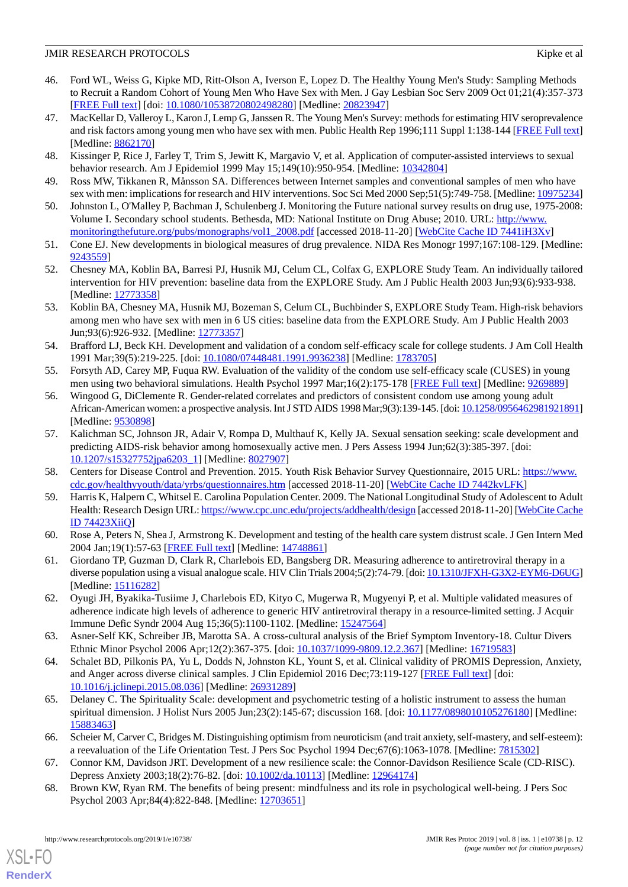46. Ford WL, Weiss G, Kipke MD, Ritt-Olson A, Iverson E, Lopez D. The Healthy Young Men's Study: Sampling Methods to Recruit a Random Cohort of Young Men Who Have Sex with Men. J Gay Lesbian Soc Serv 2009 Oct 01;21(4):357-373 [FREE Full text] [doi: 10.1080/10538720802498280] [Medline: 20823947]
47. MacKellar D, Valleroy L, Karon J, Lemp G, Janssen R. The Young Men's Survey: methods for estimating HIV seroprevalence and risk factors among young men who have sex with men. Public Health Rep 1996;111 Suppl 1:138-144 [FREE Full text] [Medline: 8862170]
48. Kissinger P, Rice J, Farley T, Trim S, Jewitt K, Margavio V, et al. Application of computer-assisted interviews to sexual behavior research. Am J Epidemiol 1999 May 15;149(10):950-954. [Medline: 10342804]
49. Ross MW, Tikkanen R, Månsson SA. Differences between Internet samples and conventional samples of men who have sex with men: implications for research and HIV interventions. Soc Sci Med 2000 Sep;51(5):749-758. [Medline: 10975234]
50. Johnston L, O'Malley P, Bachman J, Schulenberg J. Monitoring the Future national survey results on drug use, 1975-2008: Volume I. Secondary school students. Bethesda, MD: National Institute on Drug Abuse; 2010. URL: http://www.monitoringthefuture.org/pubs/monographs/vol1_2008.pdf [accessed 2018-11-20] [WebCite Cache ID 7441iH3Xv]
51. Cone EJ. New developments in biological measures of drug prevalence. NIDA Res Monogr 1997;167:108-129. [Medline: 9243559]
52. Chesney MA, Koblin BA, Barresi PJ, Husnik MJ, Celum CL, Colfax G, EXPLORE Study Team. An individually tailored intervention for HIV prevention: baseline data from the EXPLORE Study. Am J Public Health 2003 Jun;93(6):933-938. [Medline: 12773358]
53. Koblin BA, Chesney MA, Husnik MJ, Bozeman S, Celum CL, Buchbinder S, EXPLORE Study Team. High-risk behaviors among men who have sex with men in 6 US cities: baseline data from the EXPLORE Study. Am J Public Health 2003 Jun;93(6):926-932. [Medline: 12773357]
54. Brafford LJ, Beck KH. Development and validation of a condom self-efficacy scale for college students. J Am Coll Health 1991 Mar;39(5):219-225. [doi: 10.1080/07448481.1991.9936238] [Medline: 1783705]
55. Forsyth AD, Carey MP, Fuqua RW. Evaluation of the validity of the condom use self-efficacy scale (CUSES) in young men using two behavioral simulations. Health Psychol 1997 Mar;16(2):175-178 [FREE Full text] [Medline: 9269889]
56. Wingood G, DiClemente R. Gender-related correlates and predictors of consistent condom use among young adult African-American women: a prospective analysis. Int J STD AIDS 1998 Mar;9(3):139-145. [doi: 10.1258/0956462981921891] [Medline: 9530898]
57. Kalichman SC, Johnson JR, Adair V, Rompa D, Multhauf K, Kelly JA. Sexual sensation seeking: scale development and predicting AIDS-risk behavior among homosexually active men. J Pers Assess 1994 Jun;62(3):385-397. [doi: 10.1207/s15327752jpa6203_1] [Medline: 8027907]
58. Centers for Disease Control and Prevention. 2015. Youth Risk Behavior Survey Questionnaire, 2015 URL: https://www.cdc.gov/healthyyouth/data/yrbs/questionnaires.htm [accessed 2018-11-20] [WebCite Cache ID 7442kvLFK]
59. Harris K, Halpern C, Whitsel E. Carolina Population Center. 2009. The National Longitudinal Study of Adolescent to Adult Health: Research Design URL: https://www.cpc.unc.edu/projects/addhealth/design [accessed 2018-11-20] [WebCite Cache ID 74423XiiQ]
60. Rose A, Peters N, Shea J, Armstrong K. Development and testing of the health care system distrust scale. J Gen Intern Med 2004 Jan;19(1):57-63 [FREE Full text] [Medline: 14748861]
61. Giordano TP, Guzman D, Clark R, Charlebois ED, Bangsberg DR. Measuring adherence to antiretroviral therapy in a diverse population using a visual analogue scale. HIV Clin Trials 2004;5(2):74-79. [doi: 10.1310/JFXH-G3X2-EYM6-D6UG] [Medline: 15116282]
62. Oyugi JH, Byakika-Tusiime J, Charlebois ED, Kityo C, Mugerwa R, Mugyenyi P, et al. Multiple validated measures of adherence indicate high levels of adherence to generic HIV antiretroviral therapy in a resource-limited setting. J Acquir Immune Defic Syndr 2004 Aug 15;36(5):1100-1102. [Medline: 15247564]
63. Asner-Self KK, Schreiber JB, Marotta SA. A cross-cultural analysis of the Brief Symptom Inventory-18. Cultur Divers Ethnic Minor Psychol 2006 Apr;12(2):367-375. [doi: 10.1037/1099-9809.12.2.367] [Medline: 16719583]
64. Schalet BD, Pilkonis PA, Yu L, Dodds N, Johnston KL, Yount S, et al. Clinical validity of PROMIS Depression, Anxiety, and Anger across diverse clinical samples. J Clin Epidemiol 2016 Dec;73:119-127 [FREE Full text] [doi: 10.1016/j.jclinepi.2015.08.036] [Medline: 26931289]
65. Delaney C. The Spirituality Scale: development and psychometric testing of a holistic instrument to assess the human spiritual dimension. J Holist Nurs 2005 Jun;23(2):145-67; discussion 168. [doi: 10.1177/0898010105276180] [Medline: 15883463]
66. Scheier M, Carver C, Bridges M. Distinguishing optimism from neuroticism (and trait anxiety, self-mastery, and self-esteem): a reevaluation of the Life Orientation Test. J Pers Soc Psychol 1994 Dec;67(6):1063-1078. [Medline: 7815302]
67. Connor KM, Davidson JRT. Development of a new resilience scale: the Connor-Davidson Resilience Scale (CD-RISC). Depress Anxiety 2003;18(2):76-82. [doi: 10.1002/da.10113] [Medline: 12964174]
68. Brown KW, Ryan RM. The benefits of being present: mindfulness and its role in psychological well-being. J Pers Soc Psychol 2003 Apr;84(4):822-848. [Medline: 12703651]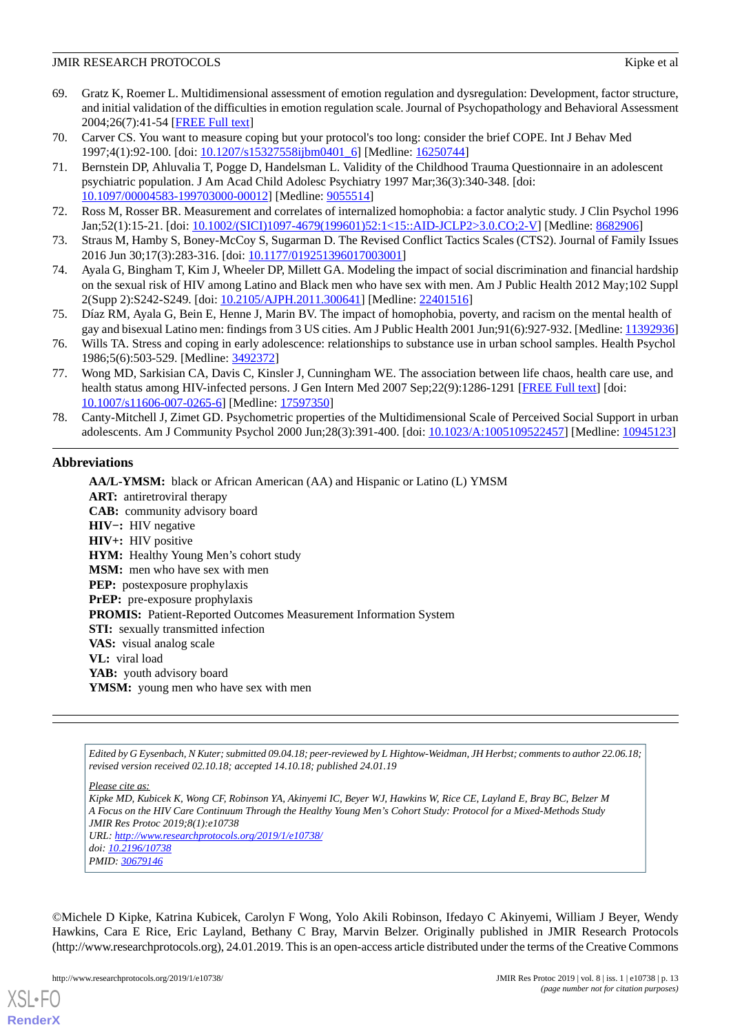69. Gratz K, Roemer L. Multidimensional assessment of emotion regulation and dysregulation: Development, factor structure, and initial validation of the difficulties in emotion regulation scale. Journal of Psychopathology and Behavioral Assessment 2004;26(7):41-54 [FREE Full text]
70. Carver CS. You want to measure coping but your protocol's too long: consider the brief COPE. Int J Behav Med 1997;4(1):92-100. [doi: 10.1207/s15327558ijbm0401_6] [Medline: 16250744]
71. Bernstein DP, Ahluvalia T, Pogge D, Handelsman L. Validity of the Childhood Trauma Questionnaire in an adolescent psychiatric population. J Am Acad Child Adolesc Psychiatry 1997 Mar;36(3):340-348. [doi: 10.1097/00004583-199703000-00012] [Medline: 9055514]
72. Ross M, Rosser BR. Measurement and correlates of internalized homophobia: a factor analytic study. J Clin Psychol 1996 Jan;52(1):15-21. [doi: 10.1002/(SICI)1097-4679(199601)52:1<15::AID-JCLP2>3.0.CO;2-V] [Medline: 8682906]
73. Straus M, Hamby S, Boney-McCoy S, Sugarman D. The Revised Conflict Tactics Scales (CTS2). Journal of Family Issues 2016 Jun 30;17(3):283-316. [doi: 10.1177/019251396017003001]
74. Ayala G, Bingham T, Kim J, Wheeler DP, Millett GA. Modeling the impact of social discrimination and financial hardship on the sexual risk of HIV among Latino and Black men who have sex with men. Am J Public Health 2012 May;102 Suppl 2(Supp 2):S242-S249. [doi: 10.2105/AJPH.2011.300641] [Medline: 22401516]
75. Díaz RM, Ayala G, Bein E, Henne J, Marin BV. The impact of homophobia, poverty, and racism on the mental health of gay and bisexual Latino men: findings from 3 US cities. Am J Public Health 2001 Jun;91(6):927-932. [Medline: 11392936]
76. Wills TA. Stress and coping in early adolescence: relationships to substance use in urban school samples. Health Psychol 1986;5(6):503-529. [Medline: 3492372]
77. Wong MD, Sarkisian CA, Davis C, Kinsler J, Cunningham WE. The association between life chaos, health care use, and health status among HIV-infected persons. J Gen Intern Med 2007 Sep;22(9):1286-1291 [FREE Full text] [doi: 10.1007/s11606-007-0265-6] [Medline: 17597350]
78. Canty-Mitchell J, Zimet GD. Psychometric properties of the Multidimensional Scale of Perceived Social Support in urban adolescents. Am J Community Psychol 2000 Jun;28(3):391-400. [doi: 10.1023/A:1005109522457] [Medline: 10945123]

## Abbreviations

**AA/L-YMSM:** black or African American (AA) and Hispanic or Latino (L) YMSM
**ART:** antiretroviral therapy
**CAB:** community advisory board
**HIV−:** HIV negative
**HIV+:** HIV positive
**HYM:** Healthy Young Men's cohort study
**MSM:** men who have sex with men
**PEP:** postexposure prophylaxis
**PrEP:** pre-exposure prophylaxis
**PROMIS:** Patient-Reported Outcomes Measurement Information System
**STI:** sexually transmitted infection
**VAS:** visual analog scale
**VL:** viral load
**YAB:** youth advisory board
**YMSM:** young men who have sex with men

*Edited by G Eysenbach, N Kuter; submitted 09.04.18; peer-reviewed by L Hightow-Weidman, JH Herbst; comments to author 22.06.18; revised version received 02.10.18; accepted 14.10.18; published 24.01.19*

*Please cite as:*
*Kipke MD, Kubicek K, Wong CF, Robinson YA, Akinyemi IC, Beyer WJ, Hawkins W, Rice CE, Layland E, Bray BC, Belzer M*
*A Focus on the HIV Care Continuum Through the Healthy Young Men's Cohort Study: Protocol for a Mixed-Methods Study*
*JMIR Res Protoc 2019;8(1):e10738*
*URL: http://www.researchprotocols.org/2019/1/e10738/*
*doi: 10.2196/10738*
*PMID: 30679146*

©Michele D Kipke, Katrina Kubicek, Carolyn F Wong, Yolo Akili Robinson, Ifedayo C Akinyemi, William J Beyer, Wendy Hawkins, Cara E Rice, Eric Layland, Bethany C Bray, Marvin Belzer. Originally published in JMIR Research Protocols (http://www.researchprotocols.org), 24.01.2019. This is an open-access article distributed under the terms of the Creative Commons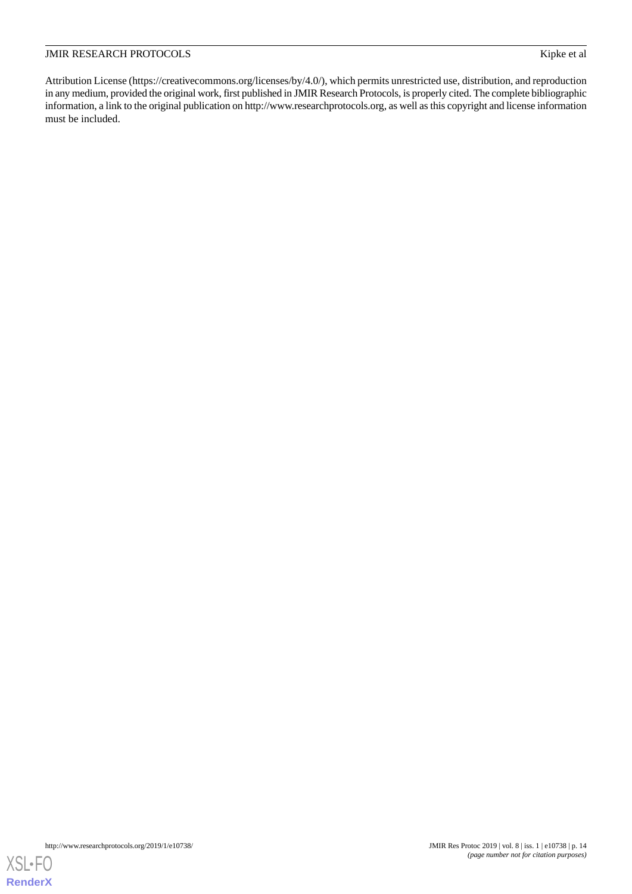Attribution License (https://creativecommons.org/licenses/by/4.0/), which permits unrestricted use, distribution, and reproduction in any medium, provided the original work, first published in JMIR Research Protocols, is properly cited. The complete bibliographic information, a link to the original publication on http://www.researchprotocols.org, as well as this copyright and license information must be included.